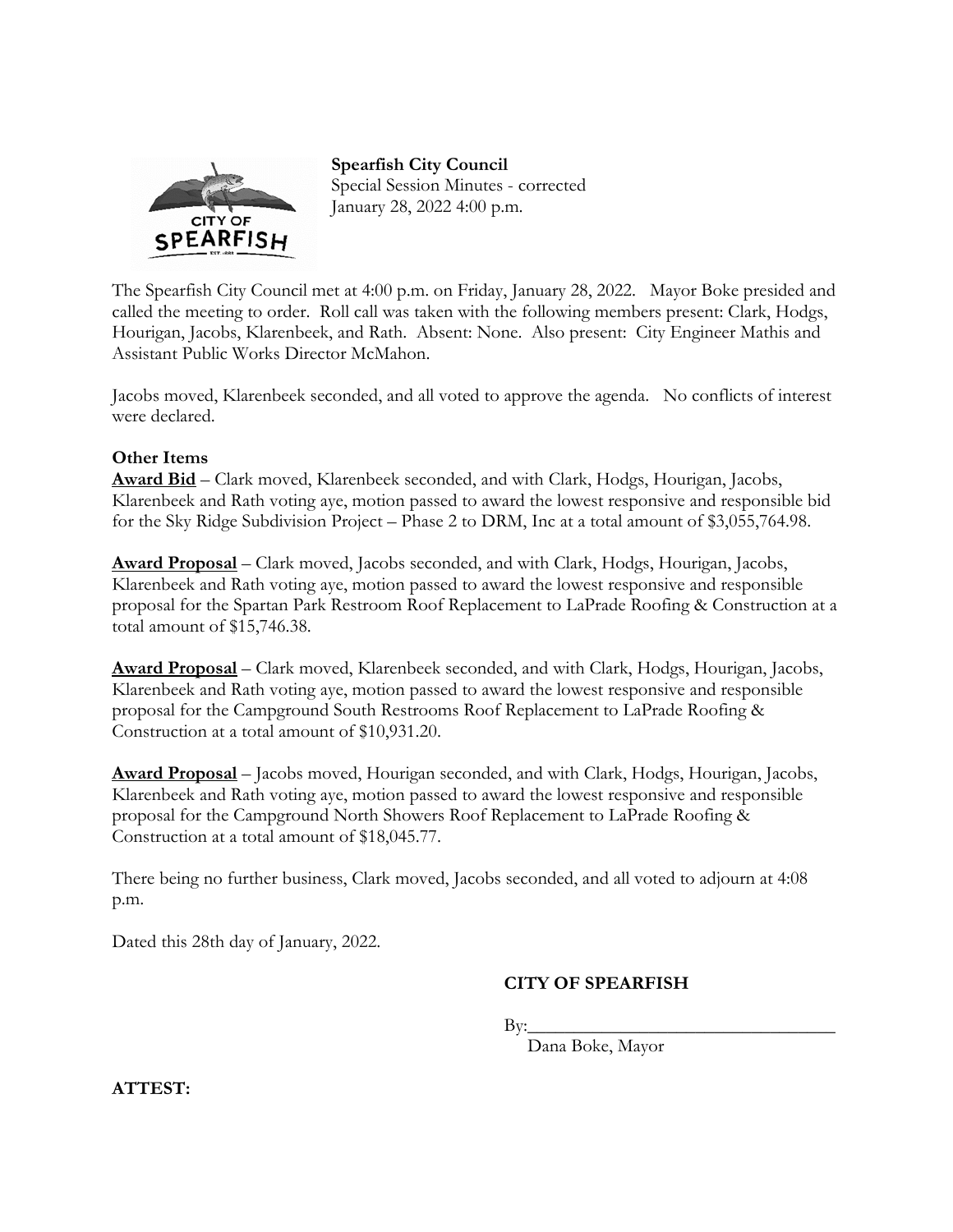**Spearfish City Council**
Special Session Minutes - corrected
January 28, 2022 4:00 p.m.

The Spearfish City Council met at 4:00 p.m. on Friday, January 28, 2022. Mayor Boke presided and called the meeting to order. Roll call was taken with the following members present: Clark, Hodgs, Hourigan, Jacobs, Klarenbeek, and Rath. Absent: None. Also present: City Engineer Mathis and Assistant Public Works Director McMahon.

Jacobs moved, Klarenbeek seconded, and all voted to approve the agenda. No conflicts of interest were declared.

**Other Items**

**Award Bid** – Clark moved, Klarenbeek seconded, and with Clark, Hodgs, Hourigan, Jacobs, Klarenbeek and Rath voting aye, motion passed to award the lowest responsive and responsible bid for the Sky Ridge Subdivision Project – Phase 2 to DRM, Inc at a total amount of $3,055,764.98.

**Award Proposal** – Clark moved, Jacobs seconded, and with Clark, Hodgs, Hourigan, Jacobs, Klarenbeek and Rath voting aye, motion passed to award the lowest responsive and responsible proposal for the Spartan Park Restroom Roof Replacement to LaPrade Roofing & Construction at a total amount of $15,746.38.

**Award Proposal** – Clark moved, Klarenbeek seconded, and with Clark, Hodgs, Hourigan, Jacobs, Klarenbeek and Rath voting aye, motion passed to award the lowest responsive and responsible proposal for the Campground South Restrooms Roof Replacement to LaPrade Roofing & Construction at a total amount of $10,931.20.

**Award Proposal** – Jacobs moved, Hourigan seconded, and with Clark, Hodgs, Hourigan, Jacobs, Klarenbeek and Rath voting aye, motion passed to award the lowest responsive and responsible proposal for the Campground North Showers Roof Replacement to LaPrade Roofing & Construction at a total amount of $18,045.77.

There being no further business, Clark moved, Jacobs seconded, and all voted to adjourn at 4:08 p.m.

Dated this 28th day of January, 2022.

**CITY OF SPEARFISH**

By:___________________________________
Dana Boke, Mayor

**ATTEST:**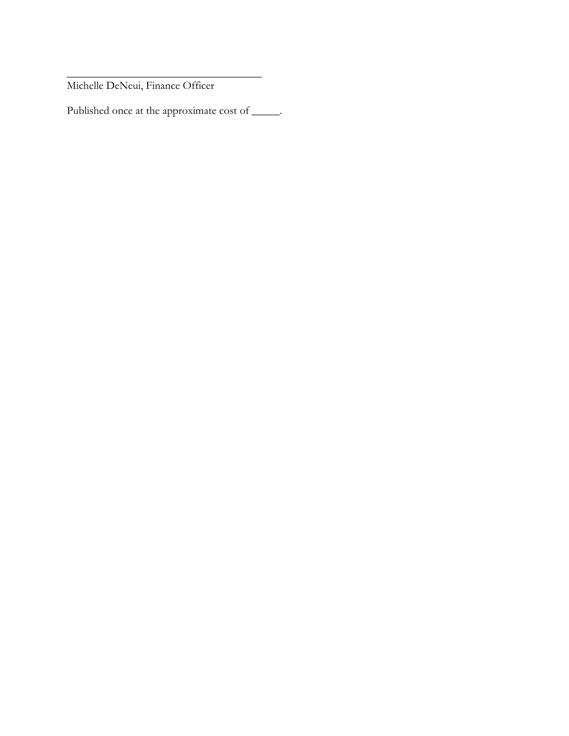\_\_\_\_\_\_\_\_\_\_\_\_\_\_\_\_\_\_\_\_\_\_\_\_\_\_\_\_\_\_\_\_\_\_\_\_
Michelle DeNeui, Finance Officer

Published once at the approximate cost of \_\_\_\_\_.